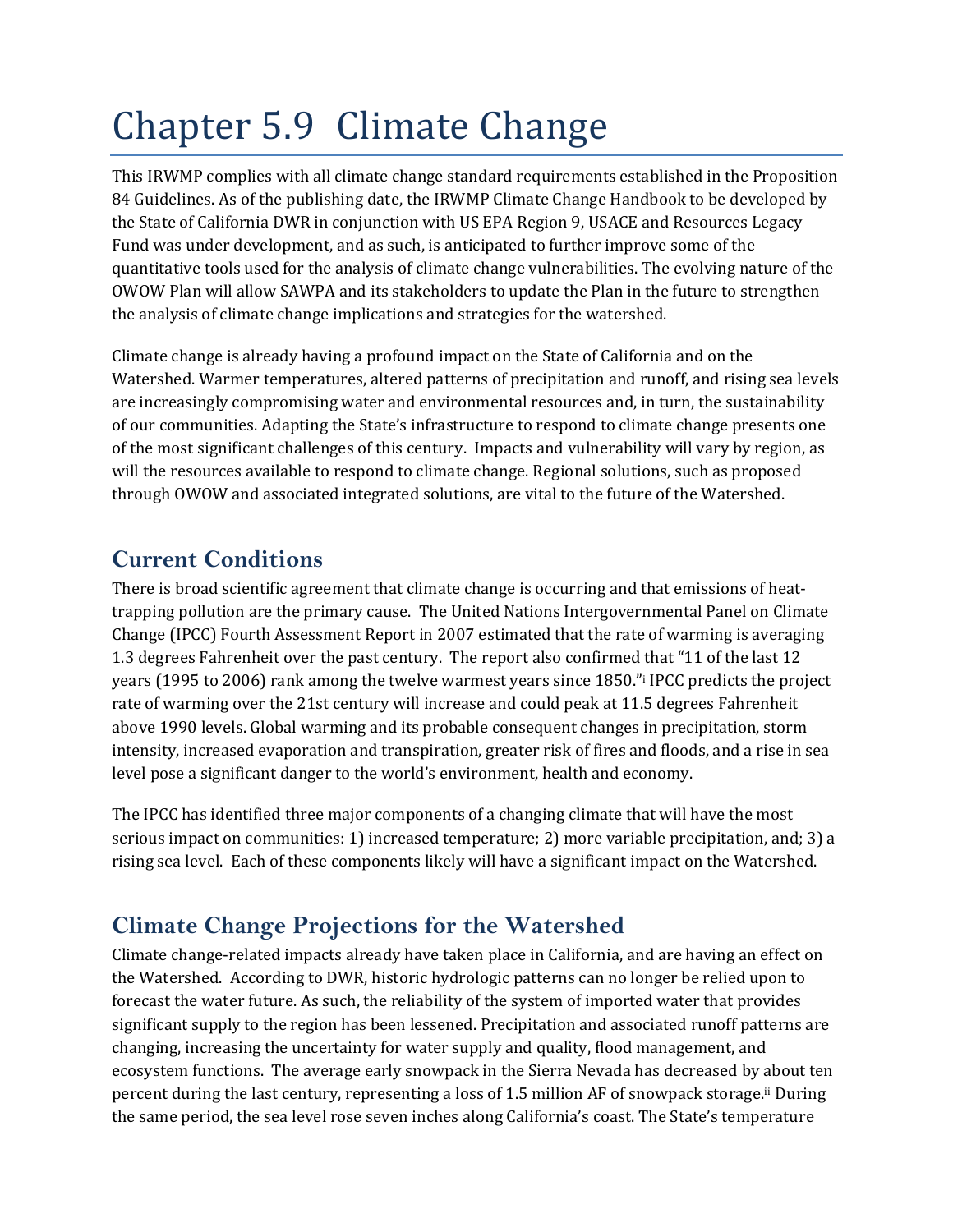# Chapter 5.9 Climate Change

This IRWMP complies with all climate change standard requirements established in the Proposition 84 Guidelines. As of the publishing date, the IRWMP Climate Change Handbook to be developed by the State of California DWR in conjunction with US EPA Region 9, USACE and Resources Legacy Fund was under development, and as such, is anticipated to further improve some of the quantitative tools used for the analysis of climate change vulnerabilities. The evolving nature of the OWOW Plan will allow SAWPA and its stakeholders to update the Plan in the future to strengthen the analysis of climate change implications and strategies for the watershed.

Climate change is already having a profound impact on the State of California and on the Watershed. Warmer temperatures, altered patterns of precipitation and runoff, and rising sea levels are increasingly compromising water and environmental resources and, in turn, the sustainability of our communities. Adapting the State's infrastructure to respond to climate change presents one of the most significant challenges of this century. Impacts and vulnerability will vary by region, as will the resources available to respond to climate change. Regional solutions, such as proposed through OWOW and associated integrated solutions, are vital to the future of the Watershed.

## Current Conditions

There is broad scientific agreement that climate change is occurring and that emissions of heat-trapping pollution are the primary cause. The United Nations Intergovernmental Panel on Climate Change (IPCC) Fourth Assessment Report in 2007 estimated that the rate of warming is averaging 1.3 degrees Fahrenheit over the past century. The report also confirmed that "11 of the last 12 years (1995 to 2006) rank among the twelve warmest years since 1850."[i] IPCC predicts the project rate of warming over the 21st century will increase and could peak at 11.5 degrees Fahrenheit above 1990 levels. Global warming and its probable consequent changes in precipitation, storm intensity, increased evaporation and transpiration, greater risk of fires and floods, and a rise in sea level pose a significant danger to the world's environment, health and economy.

The IPCC has identified three major components of a changing climate that will have the most serious impact on communities: 1) increased temperature; 2) more variable precipitation, and; 3) a rising sea level. Each of these components likely will have a significant impact on the Watershed.

## Climate Change Projections for the Watershed

Climate change-related impacts already have taken place in California, and are having an effect on the Watershed. According to DWR, historic hydrologic patterns can no longer be relied upon to forecast the water future. As such, the reliability of the system of imported water that provides significant supply to the region has been lessened. Precipitation and associated runoff patterns are changing, increasing the uncertainty for water supply and quality, flood management, and ecosystem functions. The average early snowpack in the Sierra Nevada has decreased by about ten percent during the last century, representing a loss of 1.5 million AF of snowpack storage.[ii] During the same period, the sea level rose seven inches along California's coast. The State's temperature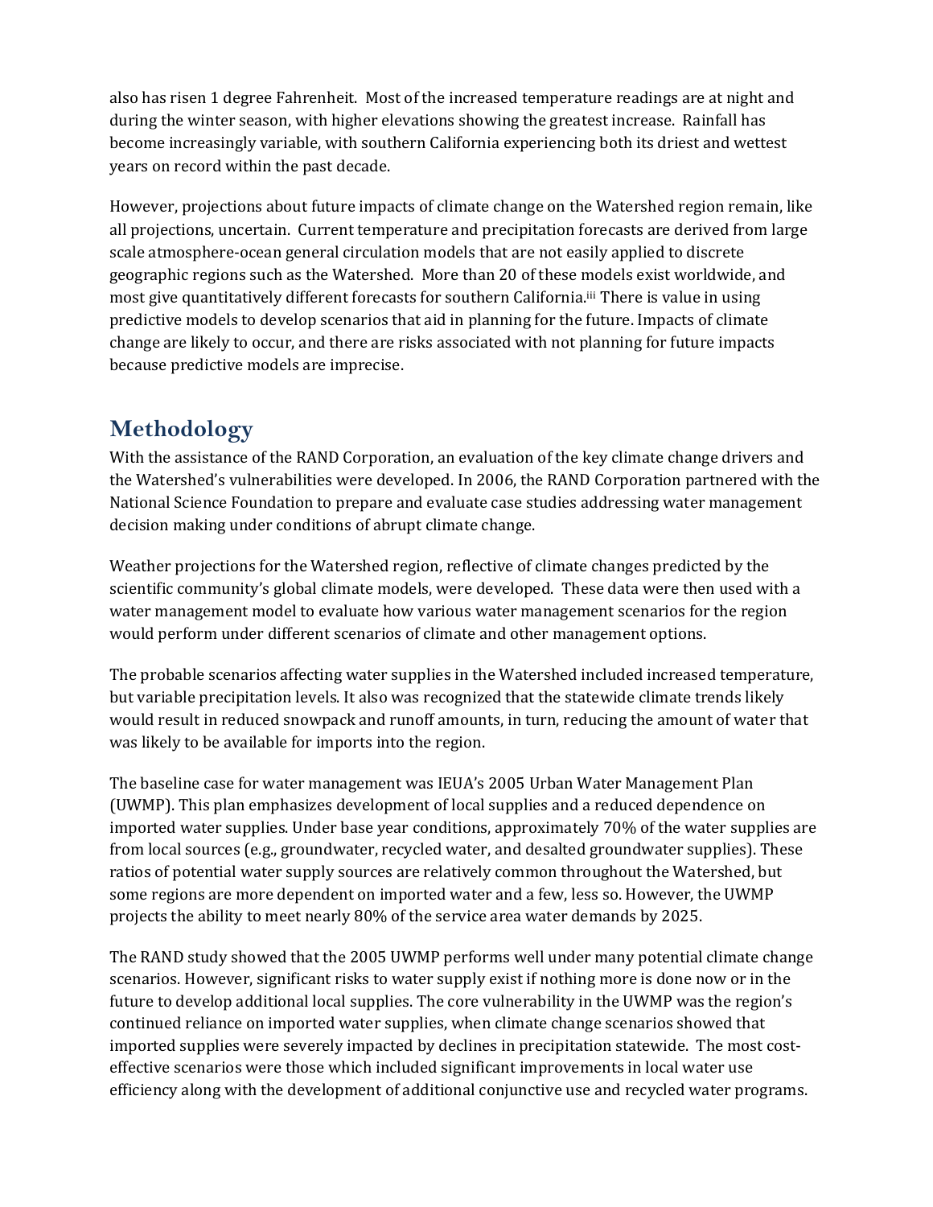also has risen 1 degree Fahrenheit. Most of the increased temperature readings are at night and during the winter season, with higher elevations showing the greatest increase. Rainfall has become increasingly variable, with southern California experiencing both its driest and wettest years on record within the past decade.

However, projections about future impacts of climate change on the Watershed region remain, like all projections, uncertain. Current temperature and precipitation forecasts are derived from large scale atmosphere-ocean general circulation models that are not easily applied to discrete geographic regions such as the Watershed. More than 20 of these models exist worldwide, and most give quantitatively different forecasts for southern California.[iii] There is value in using predictive models to develop scenarios that aid in planning for the future. Impacts of climate change are likely to occur, and there are risks associated with not planning for future impacts because predictive models are imprecise.

## Methodology

With the assistance of the RAND Corporation, an evaluation of the key climate change drivers and the Watershed's vulnerabilities were developed. In 2006, the RAND Corporation partnered with the National Science Foundation to prepare and evaluate case studies addressing water management decision making under conditions of abrupt climate change.

Weather projections for the Watershed region, reflective of climate changes predicted by the scientific community's global climate models, were developed. These data were then used with a water management model to evaluate how various water management scenarios for the region would perform under different scenarios of climate and other management options.

The probable scenarios affecting water supplies in the Watershed included increased temperature, but variable precipitation levels. It also was recognized that the statewide climate trends likely would result in reduced snowpack and runoff amounts, in turn, reducing the amount of water that was likely to be available for imports into the region.

The baseline case for water management was IEUA's 2005 Urban Water Management Plan (UWMP). This plan emphasizes development of local supplies and a reduced dependence on imported water supplies. Under base year conditions, approximately 70% of the water supplies are from local sources (e.g., groundwater, recycled water, and desalted groundwater supplies). These ratios of potential water supply sources are relatively common throughout the Watershed, but some regions are more dependent on imported water and a few, less so. However, the UWMP projects the ability to meet nearly 80% of the service area water demands by 2025.

The RAND study showed that the 2005 UWMP performs well under many potential climate change scenarios. However, significant risks to water supply exist if nothing more is done now or in the future to develop additional local supplies. The core vulnerability in the UWMP was the region's continued reliance on imported water supplies, when climate change scenarios showed that imported supplies were severely impacted by declines in precipitation statewide. The most cost-effective scenarios were those which included significant improvements in local water use efficiency along with the development of additional conjunctive use and recycled water programs.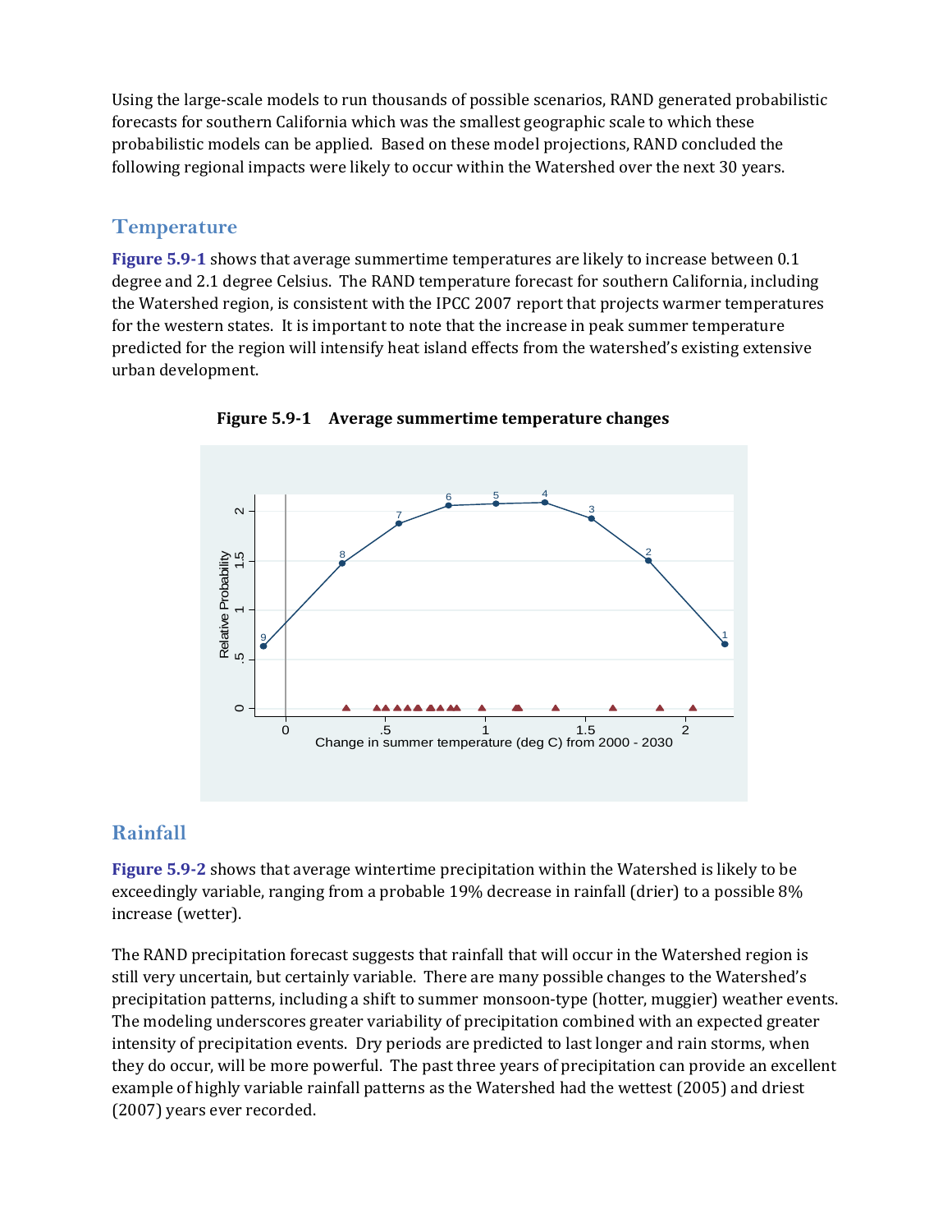Using the large-scale models to run thousands of possible scenarios, RAND generated probabilistic forecasts for southern California which was the smallest geographic scale to which these probabilistic models can be applied. Based on these model projections, RAND concluded the following regional impacts were likely to occur within the Watershed over the next 30 years.

## Temperature

**Figure 5.9-1** shows that average summertime temperatures are likely to increase between 0.1 degree and 2.1 degree Celsius. The RAND temperature forecast for southern California, including the Watershed region, is consistent with the IPCC 2007 report that projects warmer temperatures for the western states. It is important to note that the increase in peak summer temperature predicted for the region will intensify heat island effects from the watershed's existing extensive urban development.

**Figure 5.9-1 Average summertime temperature changes**

## Rainfall

**Figure 5.9-2** shows that average wintertime precipitation within the Watershed is likely to be exceedingly variable, ranging from a probable 19% decrease in rainfall (drier) to a possible 8% increase (wetter).

The RAND precipitation forecast suggests that rainfall that will occur in the Watershed region is still very uncertain, but certainly variable. There are many possible changes to the Watershed's precipitation patterns, including a shift to summer monsoon-type (hotter, muggier) weather events. The modeling underscores greater variability of precipitation combined with an expected greater intensity of precipitation events. Dry periods are predicted to last longer and rain storms, when they do occur, will be more powerful. The past three years of precipitation can provide an excellent example of highly variable rainfall patterns as the Watershed had the wettest (2005) and driest (2007) years ever recorded.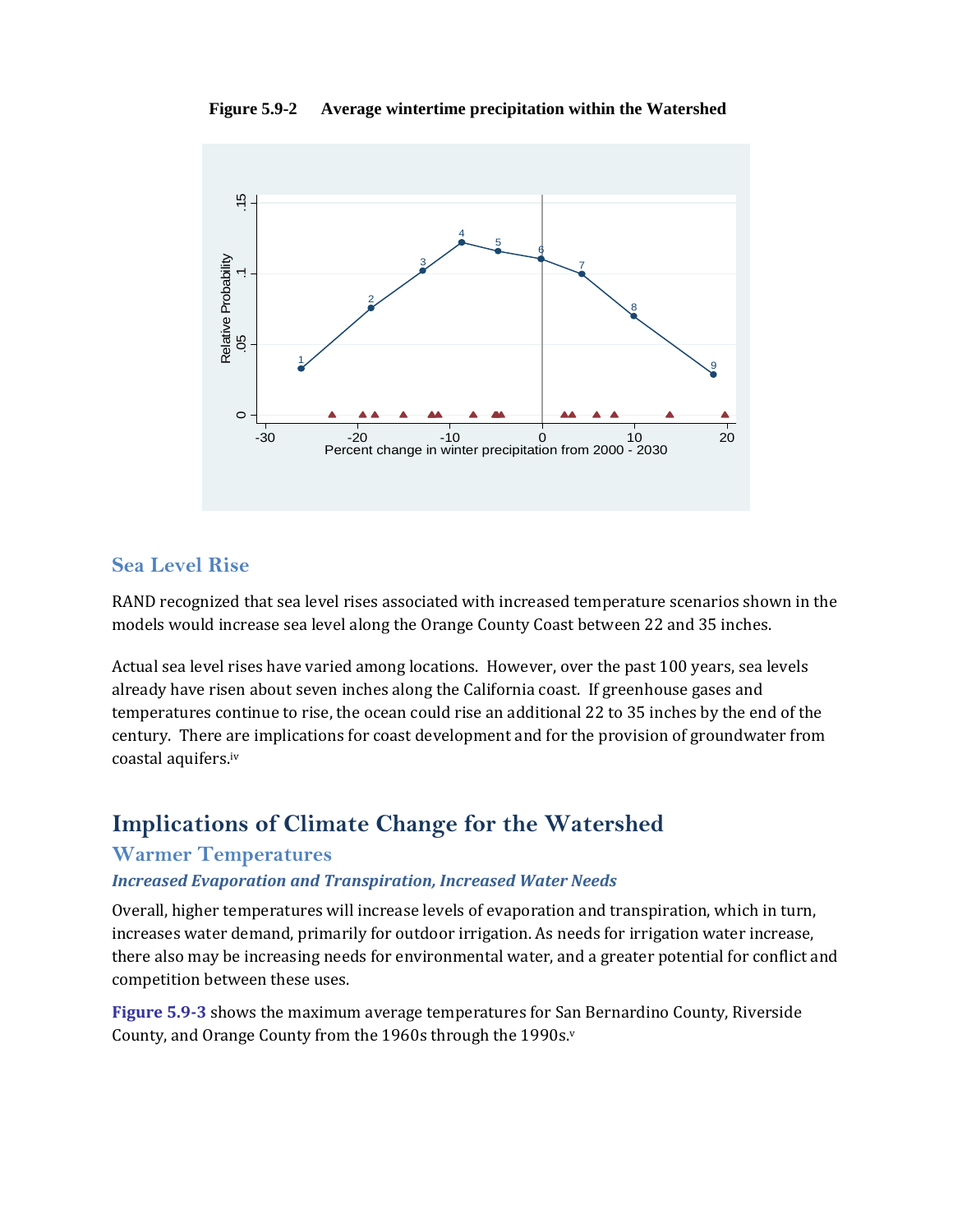**Figure 5.9-2 Average wintertime precipitation within the Watershed**

## Sea Level Rise

RAND recognized that sea level rises associated with increased temperature scenarios shown in the models would increase sea level along the Orange County Coast between 22 and 35 inches.

Actual sea level rises have varied among locations. However, over the past 100 years, sea levels already have risen about seven inches along the California coast. If greenhouse gases and temperatures continue to rise, the ocean could rise an additional 22 to 35 inches by the end of the century. There are implications for coast development and for the provision of groundwater from coastal aquifers.[iv]

# Implications of Climate Change for the Watershed

## Warmer Temperatures

### *Increased Evaporation and Transpiration, Increased Water Needs*

Overall, higher temperatures will increase levels of evaporation and transpiration, which in turn, increases water demand, primarily for outdoor irrigation. As needs for irrigation water increase, there also may be increasing needs for environmental water, and a greater potential for conflict and competition between these uses.

**Figure 5.9-3** shows the maximum average temperatures for San Bernardino County, Riverside County, and Orange County from the 1960s through the 1990s.[v]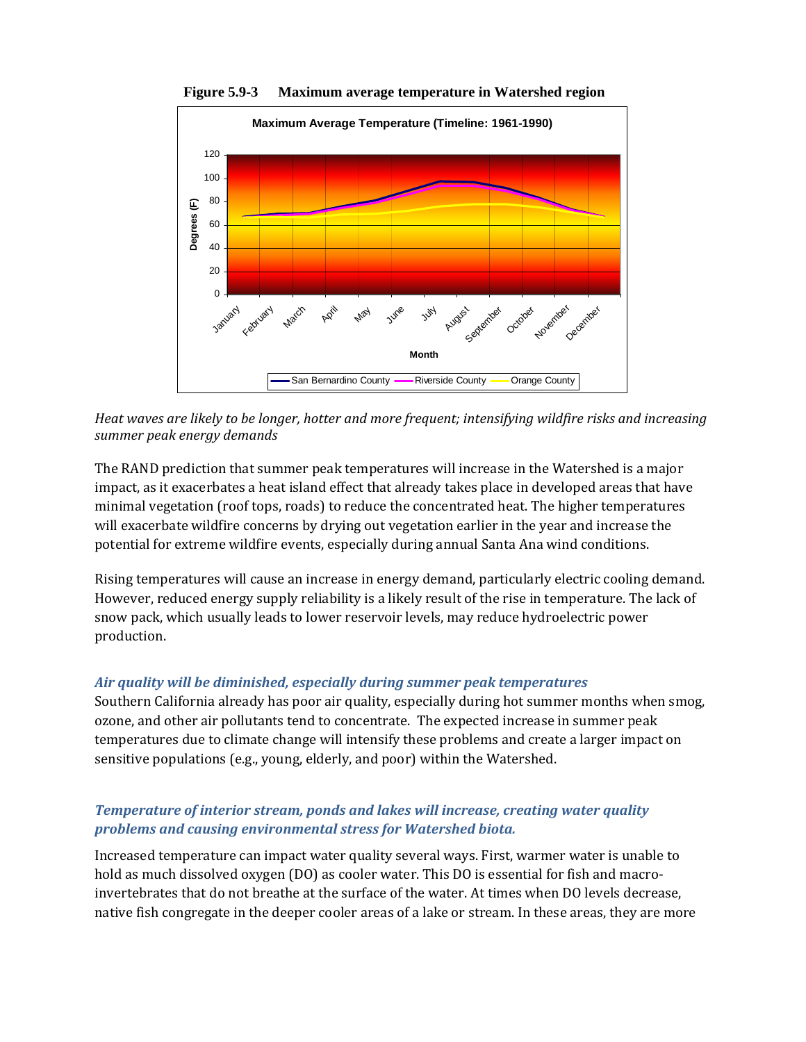**Figure 5.9-3 Maximum average temperature in Watershed region**

*Heat waves are likely to be longer, hotter and more frequent; intensifying wildfire risks and increasing summer peak energy demands*

The RAND prediction that summer peak temperatures will increase in the Watershed is a major impact, as it exacerbates a heat island effect that already takes place in developed areas that have minimal vegetation (roof tops, roads) to reduce the concentrated heat. The higher temperatures will exacerbate wildfire concerns by drying out vegetation earlier in the year and increase the potential for extreme wildfire events, especially during annual Santa Ana wind conditions.

Rising temperatures will cause an increase in energy demand, particularly electric cooling demand. However, reduced energy supply reliability is a likely result of the rise in temperature. The lack of snow pack, which usually leads to lower reservoir levels, may reduce hydroelectric power production.

***Air quality will be diminished, especially during summer peak temperatures***

Southern California already has poor air quality, especially during hot summer months when smog, ozone, and other air pollutants tend to concentrate. The expected increase in summer peak temperatures due to climate change will intensify these problems and create a larger impact on sensitive populations (e.g., young, elderly, and poor) within the Watershed.

***Temperature of interior stream, ponds and lakes will increase, creating water quality problems and causing environmental stress for Watershed biota.***

Increased temperature can impact water quality several ways. First, warmer water is unable to hold as much dissolved oxygen (DO) as cooler water. This DO is essential for fish and macro-invertebrates that do not breathe at the surface of the water. At times when DO levels decrease, native fish congregate in the deeper cooler areas of a lake or stream. In these areas, they are more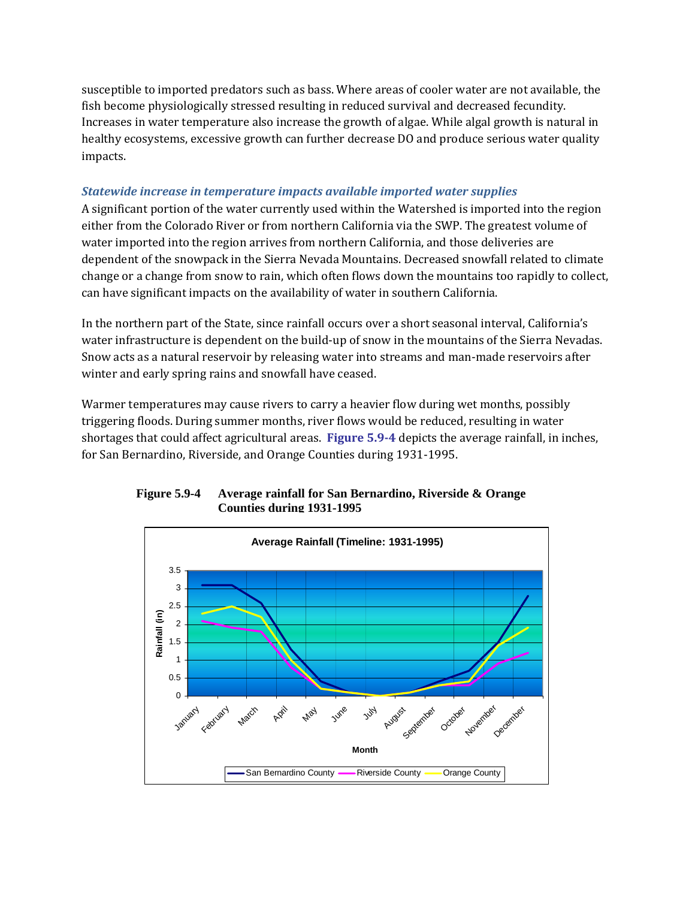susceptible to imported predators such as bass. Where areas of cooler water are not available, the fish become physiologically stressed resulting in reduced survival and decreased fecundity. Increases in water temperature also increase the growth of algae. While algal growth is natural in healthy ecosystems, excessive growth can further decrease DO and produce serious water quality impacts.

### *Statewide increase in temperature impacts available imported water supplies*

A significant portion of the water currently used within the Watershed is imported into the region either from the Colorado River or from northern California via the SWP. The greatest volume of water imported into the region arrives from northern California, and those deliveries are dependent of the snowpack in the Sierra Nevada Mountains. Decreased snowfall related to climate change or a change from snow to rain, which often flows down the mountains too rapidly to collect, can have significant impacts on the availability of water in southern California.

In the northern part of the State, since rainfall occurs over a short seasonal interval, California's water infrastructure is dependent on the build-up of snow in the mountains of the Sierra Nevadas. Snow acts as a natural reservoir by releasing water into streams and man-made reservoirs after winter and early spring rains and snowfall have ceased.

Warmer temperatures may cause rivers to carry a heavier flow during wet months, possibly triggering floods. During summer months, river flows would be reduced, resulting in water shortages that could affect agricultural areas. **Figure 5.9-4** depicts the average rainfall, in inches, for San Bernardino, Riverside, and Orange Counties during 1931-1995.

**Figure 5.9-4 Average rainfall for San Bernardino, Riverside & Orange Counties during 1931-1995**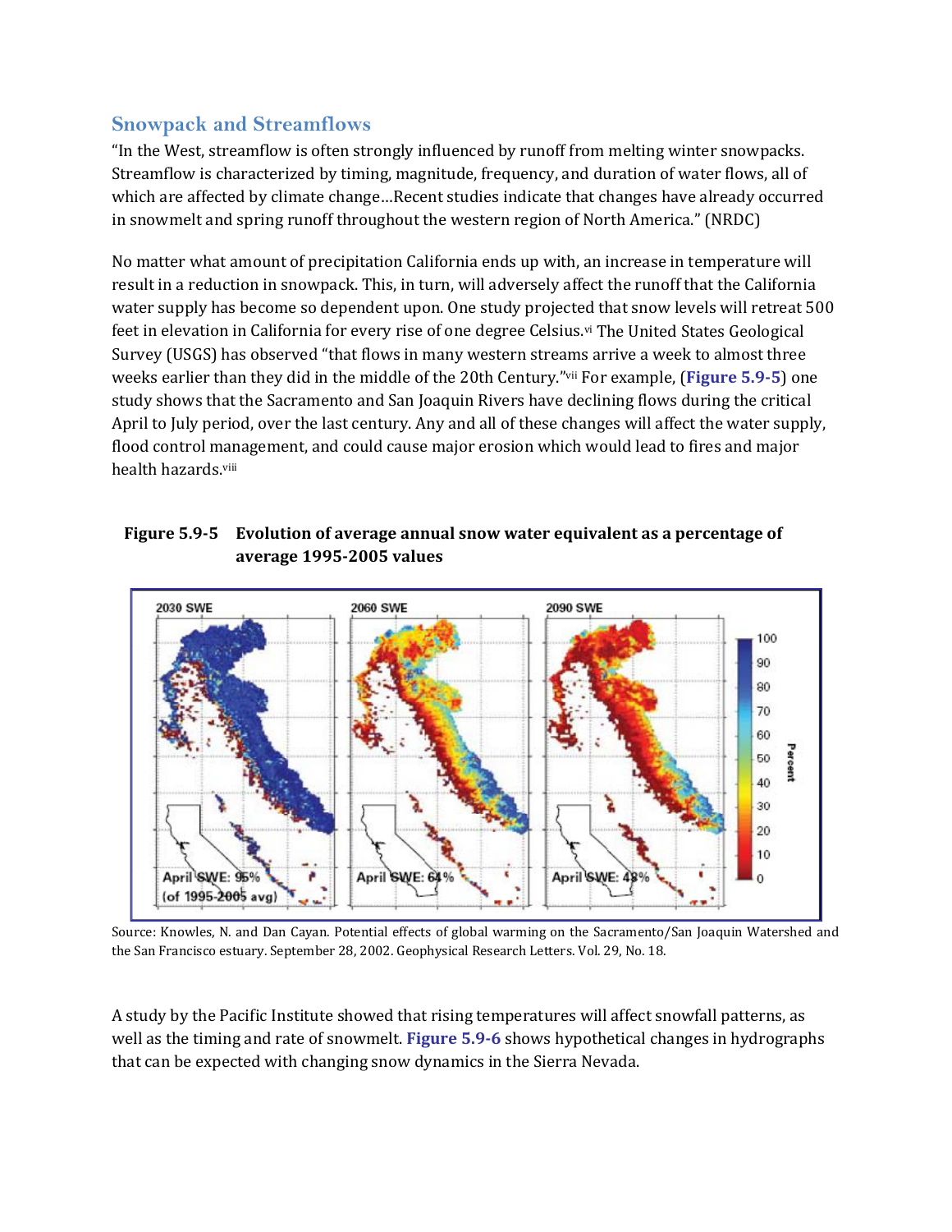## Snowpack and Streamflows

"In the West, streamflow is often strongly influenced by runoff from melting winter snowpacks. Streamflow is characterized by timing, magnitude, frequency, and duration of water flows, all of which are affected by climate change…Recent studies indicate that changes have already occurred in snowmelt and spring runoff throughout the western region of North America." (NRDC)

No matter what amount of precipitation California ends up with, an increase in temperature will result in a reduction in snowpack. This, in turn, will adversely affect the runoff that the California water supply has become so dependent upon. One study projected that snow levels will retreat 500 feet in elevation in California for every rise of one degree Celsius.[vi] The United States Geological Survey (USGS) has observed "that flows in many western streams arrive a week to almost three weeks earlier than they did in the middle of the 20th Century."[vii] For example, (**Figure 5.9-5**) one study shows that the Sacramento and San Joaquin Rivers have declining flows during the critical April to July period, over the last century. Any and all of these changes will affect the water supply, flood control management, and could cause major erosion which would lead to fires and major health hazards.[viii]

**Figure 5.9-5 Evolution of average annual snow water equivalent as a percentage of average 1995-2005 values**

Source: Knowles, N. and Dan Cayan. Potential effects of global warming on the Sacramento/San Joaquin Watershed and the San Francisco estuary. September 28, 2002. Geophysical Research Letters. Vol. 29, No. 18.

A study by the Pacific Institute showed that rising temperatures will affect snowfall patterns, as well as the timing and rate of snowmelt. **Figure 5.9-6** shows hypothetical changes in hydrographs that can be expected with changing snow dynamics in the Sierra Nevada.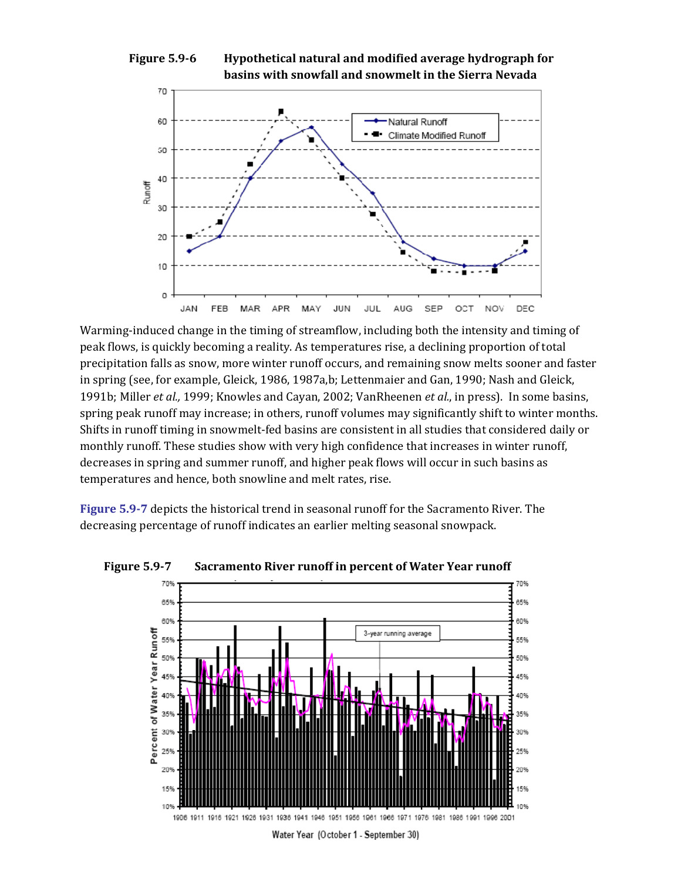**Figure 5.9-6 Hypothetical natural and modified average hydrograph for basins with snowfall and snowmelt in the Sierra Nevada**

Warming-induced change in the timing of streamflow, including both the intensity and timing of peak flows, is quickly becoming a reality. As temperatures rise, a declining proportion of total precipitation falls as snow, more winter runoff occurs, and remaining snow melts sooner and faster in spring (see, for example, Gleick, 1986, 1987a,b; Lettenmaier and Gan, 1990; Nash and Gleick, 1991b; Miller *et al.,* 1999; Knowles and Cayan, 2002; VanRheenen *et al.*, in press). In some basins, spring peak runoff may increase; in others, runoff volumes may significantly shift to winter months. Shifts in runoff timing in snowmelt-fed basins are consistent in all studies that considered daily or monthly runoff. These studies show with very high confidence that increases in winter runoff, decreases in spring and summer runoff, and higher peak flows will occur in such basins as temperatures and hence, both snowline and melt rates, rise.

**Figure 5.9-7** depicts the historical trend in seasonal runoff for the Sacramento River. The decreasing percentage of runoff indicates an earlier melting seasonal snowpack.

**Figure 5.9-7 Sacramento River runoff in percent of Water Year runoff**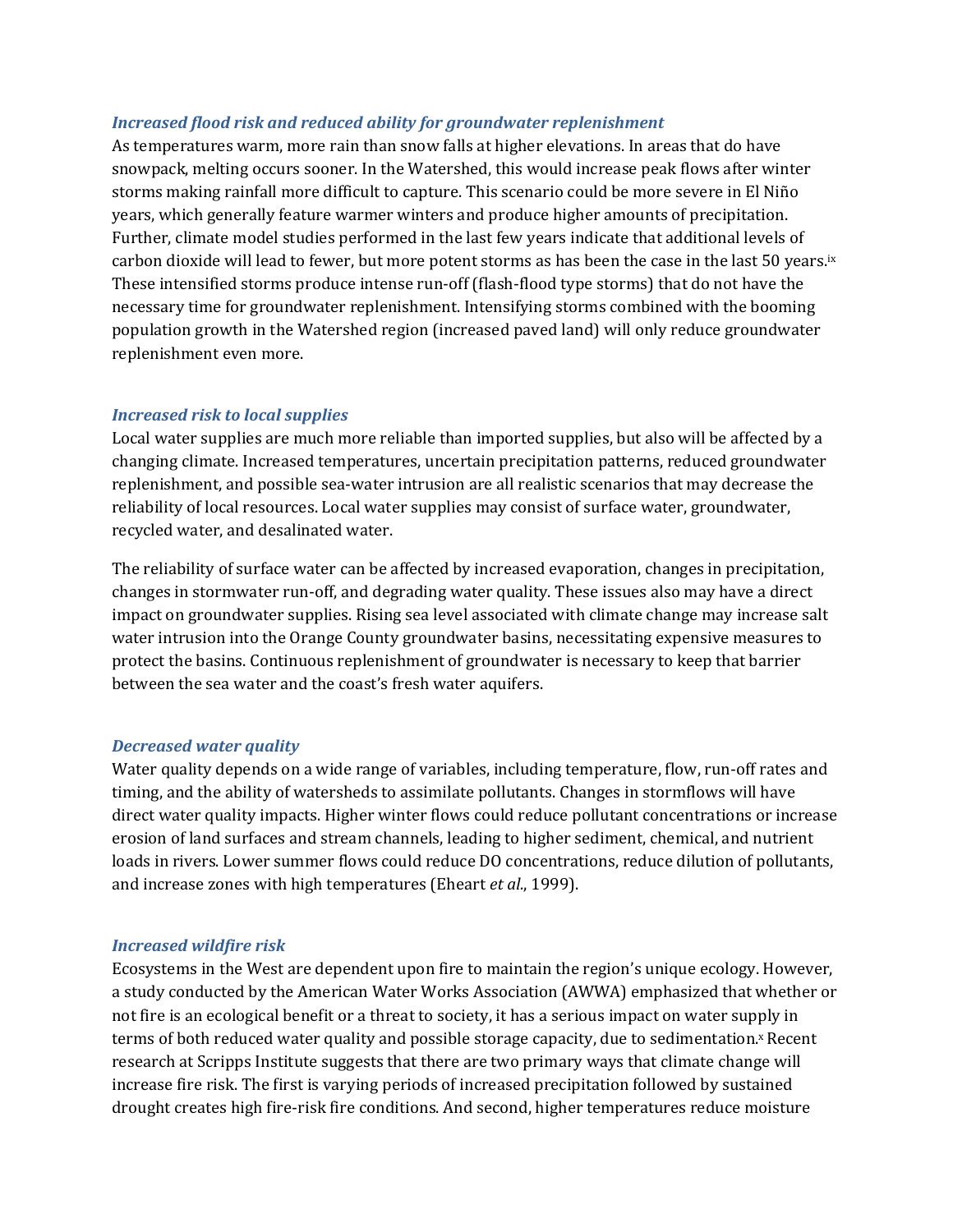### *Increased flood risk and reduced ability for groundwater replenishment*

As temperatures warm, more rain than snow falls at higher elevations. In areas that do have snowpack, melting occurs sooner. In the Watershed, this would increase peak flows after winter storms making rainfall more difficult to capture. This scenario could be more severe in El Niño years, which generally feature warmer winters and produce higher amounts of precipitation. Further, climate model studies performed in the last few years indicate that additional levels of carbon dioxide will lead to fewer, but more potent storms as has been the case in the last 50 years.[ix] These intensified storms produce intense run-off (flash-flood type storms) that do not have the necessary time for groundwater replenishment. Intensifying storms combined with the booming population growth in the Watershed region (increased paved land) will only reduce groundwater replenishment even more.

### *Increased risk to local supplies*

Local water supplies are much more reliable than imported supplies, but also will be affected by a changing climate. Increased temperatures, uncertain precipitation patterns, reduced groundwater replenishment, and possible sea-water intrusion are all realistic scenarios that may decrease the reliability of local resources. Local water supplies may consist of surface water, groundwater, recycled water, and desalinated water.

The reliability of surface water can be affected by increased evaporation, changes in precipitation, changes in stormwater run-off, and degrading water quality. These issues also may have a direct impact on groundwater supplies. Rising sea level associated with climate change may increase salt water intrusion into the Orange County groundwater basins, necessitating expensive measures to protect the basins. Continuous replenishment of groundwater is necessary to keep that barrier between the sea water and the coast's fresh water aquifers.

### *Decreased water quality*

Water quality depends on a wide range of variables, including temperature, flow, run-off rates and timing, and the ability of watersheds to assimilate pollutants. Changes in stormflows will have direct water quality impacts. Higher winter flows could reduce pollutant concentrations or increase erosion of land surfaces and stream channels, leading to higher sediment, chemical, and nutrient loads in rivers. Lower summer flows could reduce DO concentrations, reduce dilution of pollutants, and increase zones with high temperatures (Eheart *et al*., 1999).

### *Increased wildfire risk*

Ecosystems in the West are dependent upon fire to maintain the region's unique ecology. However, a study conducted by the American Water Works Association (AWWA) emphasized that whether or not fire is an ecological benefit or a threat to society, it has a serious impact on water supply in terms of both reduced water quality and possible storage capacity, due to sedimentation.[x] Recent research at Scripps Institute suggests that there are two primary ways that climate change will increase fire risk. The first is varying periods of increased precipitation followed by sustained drought creates high fire-risk fire conditions. And second, higher temperatures reduce moisture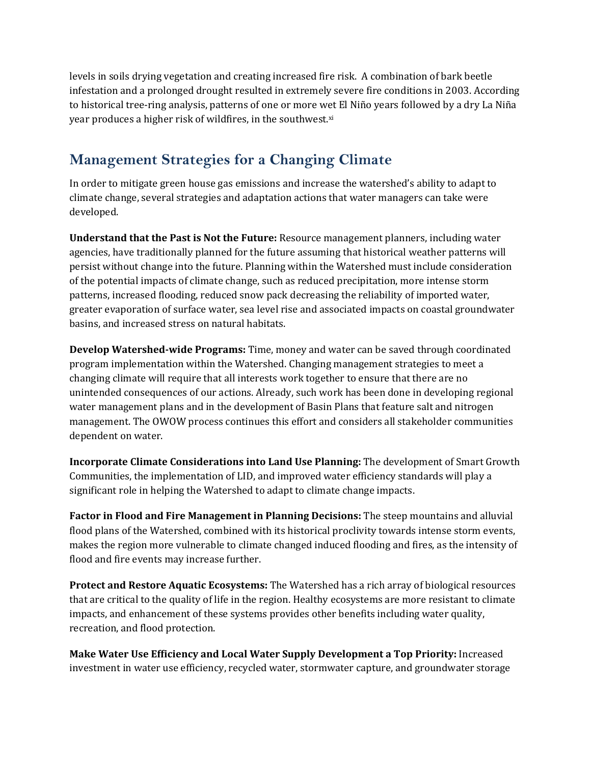levels in soils drying vegetation and creating increased fire risk. A combination of bark beetle infestation and a prolonged drought resulted in extremely severe fire conditions in 2003. According to historical tree-ring analysis, patterns of one or more wet El Niño years followed by a dry La Niña year produces a higher risk of wildfires, in the southwest.[xi]

## Management Strategies for a Changing Climate

In order to mitigate green house gas emissions and increase the watershed's ability to adapt to climate change, several strategies and adaptation actions that water managers can take were developed.

**Understand that the Past is Not the Future:** Resource management planners, including water agencies, have traditionally planned for the future assuming that historical weather patterns will persist without change into the future. Planning within the Watershed must include consideration of the potential impacts of climate change, such as reduced precipitation, more intense storm patterns, increased flooding, reduced snow pack decreasing the reliability of imported water, greater evaporation of surface water, sea level rise and associated impacts on coastal groundwater basins, and increased stress on natural habitats.

**Develop Watershed-wide Programs:** Time, money and water can be saved through coordinated program implementation within the Watershed. Changing management strategies to meet a changing climate will require that all interests work together to ensure that there are no unintended consequences of our actions. Already, such work has been done in developing regional water management plans and in the development of Basin Plans that feature salt and nitrogen management. The OWOW process continues this effort and considers all stakeholder communities dependent on water.

**Incorporate Climate Considerations into Land Use Planning:** The development of Smart Growth Communities, the implementation of LID, and improved water efficiency standards will play a significant role in helping the Watershed to adapt to climate change impacts.

**Factor in Flood and Fire Management in Planning Decisions:** The steep mountains and alluvial flood plans of the Watershed, combined with its historical proclivity towards intense storm events, makes the region more vulnerable to climate changed induced flooding and fires, as the intensity of flood and fire events may increase further.

**Protect and Restore Aquatic Ecosystems:** The Watershed has a rich array of biological resources that are critical to the quality of life in the region. Healthy ecosystems are more resistant to climate impacts, and enhancement of these systems provides other benefits including water quality, recreation, and flood protection.

**Make Water Use Efficiency and Local Water Supply Development a Top Priority:** Increased investment in water use efficiency, recycled water, stormwater capture, and groundwater storage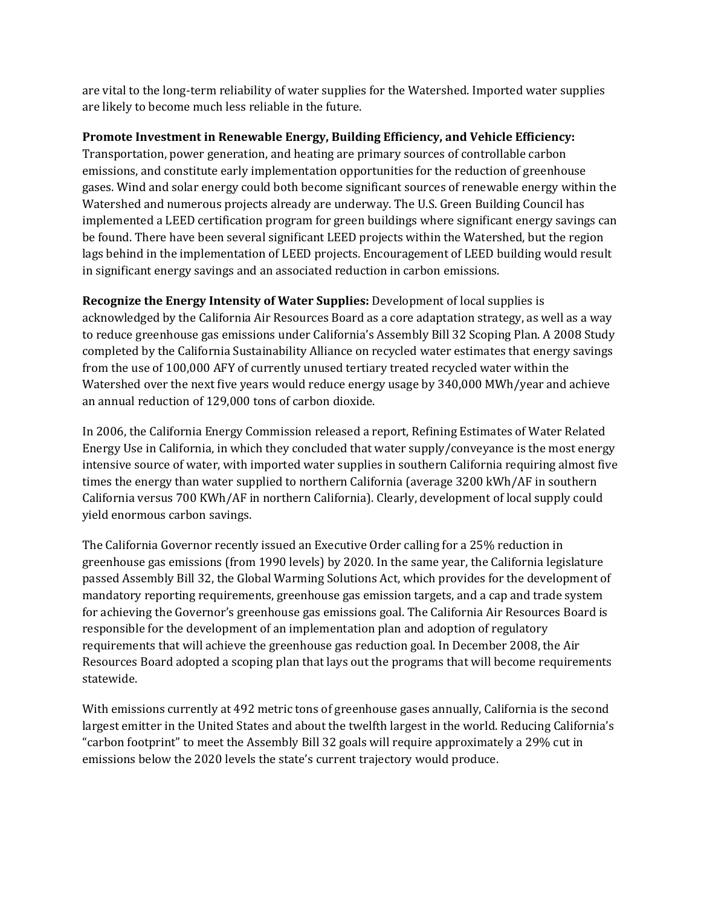are vital to the long-term reliability of water supplies for the Watershed. Imported water supplies are likely to become much less reliable in the future.

**Promote Investment in Renewable Energy, Building Efficiency, and Vehicle Efficiency:** Transportation, power generation, and heating are primary sources of controllable carbon emissions, and constitute early implementation opportunities for the reduction of greenhouse gases. Wind and solar energy could both become significant sources of renewable energy within the Watershed and numerous projects already are underway. The U.S. Green Building Council has implemented a LEED certification program for green buildings where significant energy savings can be found. There have been several significant LEED projects within the Watershed, but the region lags behind in the implementation of LEED projects. Encouragement of LEED building would result in significant energy savings and an associated reduction in carbon emissions.

**Recognize the Energy Intensity of Water Supplies:** Development of local supplies is acknowledged by the California Air Resources Board as a core adaptation strategy, as well as a way to reduce greenhouse gas emissions under California's Assembly Bill 32 Scoping Plan. A 2008 Study completed by the California Sustainability Alliance on recycled water estimates that energy savings from the use of 100,000 AFY of currently unused tertiary treated recycled water within the Watershed over the next five years would reduce energy usage by 340,000 MWh/year and achieve an annual reduction of 129,000 tons of carbon dioxide.

In 2006, the California Energy Commission released a report, Refining Estimates of Water Related Energy Use in California, in which they concluded that water supply/conveyance is the most energy intensive source of water, with imported water supplies in southern California requiring almost five times the energy than water supplied to northern California (average 3200 kWh/AF in southern California versus 700 KWh/AF in northern California). Clearly, development of local supply could yield enormous carbon savings.

The California Governor recently issued an Executive Order calling for a 25% reduction in greenhouse gas emissions (from 1990 levels) by 2020. In the same year, the California legislature passed Assembly Bill 32, the Global Warming Solutions Act, which provides for the development of mandatory reporting requirements, greenhouse gas emission targets, and a cap and trade system for achieving the Governor's greenhouse gas emissions goal. The California Air Resources Board is responsible for the development of an implementation plan and adoption of regulatory requirements that will achieve the greenhouse gas reduction goal. In December 2008, the Air Resources Board adopted a scoping plan that lays out the programs that will become requirements statewide.

With emissions currently at 492 metric tons of greenhouse gases annually, California is the second largest emitter in the United States and about the twelfth largest in the world. Reducing California's "carbon footprint" to meet the Assembly Bill 32 goals will require approximately a 29% cut in emissions below the 2020 levels the state's current trajectory would produce.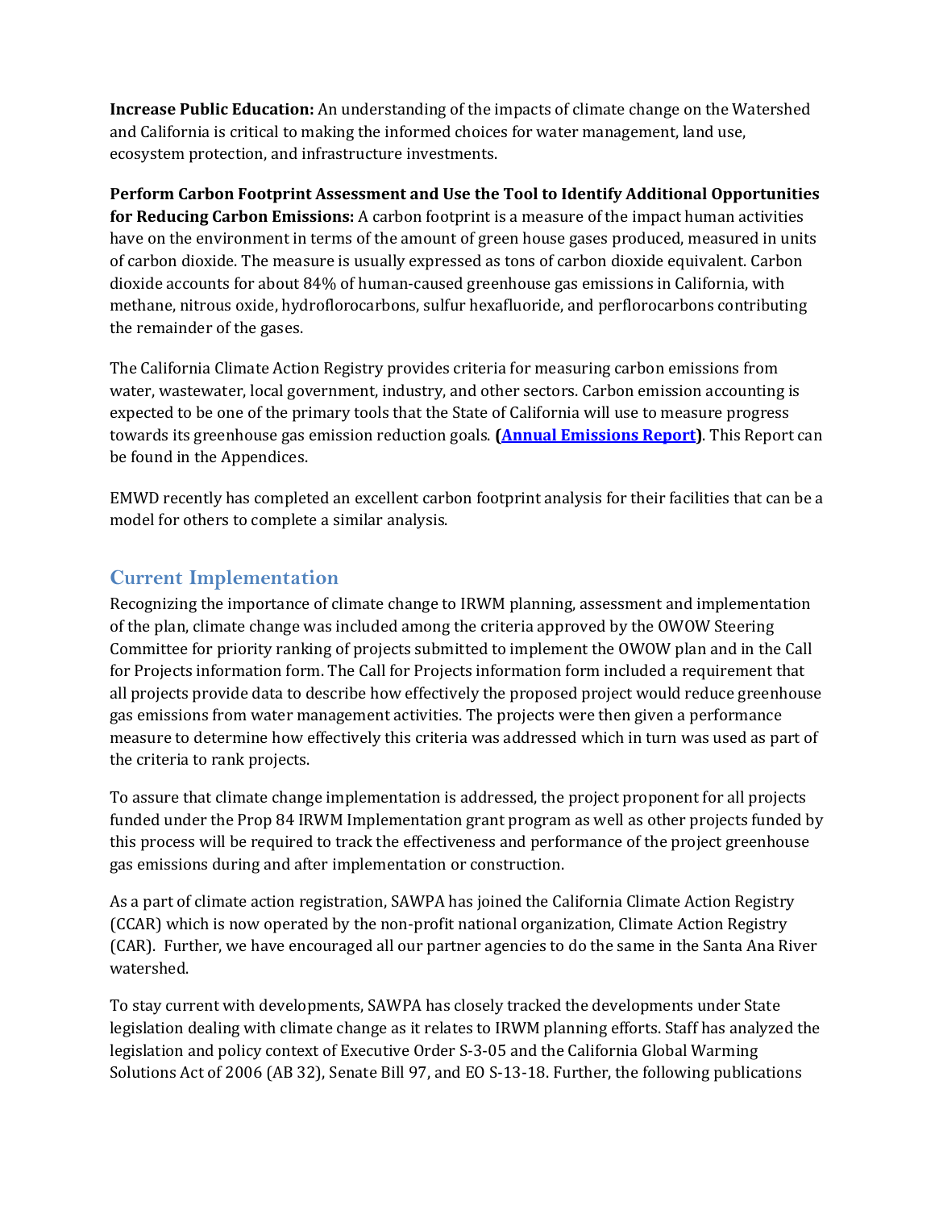**Increase Public Education:** An understanding of the impacts of climate change on the Watershed and California is critical to making the informed choices for water management, land use, ecosystem protection, and infrastructure investments.

**Perform Carbon Footprint Assessment and Use the Tool to Identify Additional Opportunities for Reducing Carbon Emissions:** A carbon footprint is a measure of the impact human activities have on the environment in terms of the amount of green house gases produced, measured in units of carbon dioxide. The measure is usually expressed as tons of carbon dioxide equivalent. Carbon dioxide accounts for about 84% of human-caused greenhouse gas emissions in California, with methane, nitrous oxide, hydroflorocarbons, sulfur hexafluoride, and perflorocarbons contributing the remainder of the gases.

The California Climate Action Registry provides criteria for measuring carbon emissions from water, wastewater, local government, industry, and other sectors. Carbon emission accounting is expected to be one of the primary tools that the State of California will use to measure progress towards its greenhouse gas emission reduction goals. **(Annual Emissions Report)**. This Report can be found in the Appendices.

EMWD recently has completed an excellent carbon footprint analysis for their facilities that can be a model for others to complete a similar analysis.

## Current Implementation

Recognizing the importance of climate change to IRWM planning, assessment and implementation of the plan, climate change was included among the criteria approved by the OWOW Steering Committee for priority ranking of projects submitted to implement the OWOW plan and in the Call for Projects information form. The Call for Projects information form included a requirement that all projects provide data to describe how effectively the proposed project would reduce greenhouse gas emissions from water management activities. The projects were then given a performance measure to determine how effectively this criteria was addressed which in turn was used as part of the criteria to rank projects.

To assure that climate change implementation is addressed, the project proponent for all projects funded under the Prop 84 IRWM Implementation grant program as well as other projects funded by this process will be required to track the effectiveness and performance of the project greenhouse gas emissions during and after implementation or construction.

As a part of climate action registration, SAWPA has joined the California Climate Action Registry (CCAR) which is now operated by the non-profit national organization, Climate Action Registry (CAR). Further, we have encouraged all our partner agencies to do the same in the Santa Ana River watershed.

To stay current with developments, SAWPA has closely tracked the developments under State legislation dealing with climate change as it relates to IRWM planning efforts. Staff has analyzed the legislation and policy context of Executive Order S-3-05 and the California Global Warming Solutions Act of 2006 (AB 32), Senate Bill 97, and EO S-13-18. Further, the following publications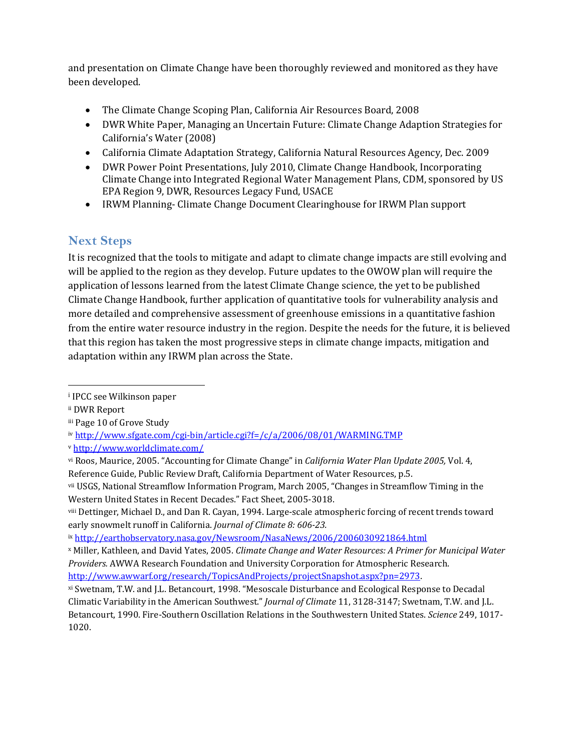and presentation on Climate Change have been thoroughly reviewed and monitored as they have been developed.

- The Climate Change Scoping Plan, California Air Resources Board, 2008
- DWR White Paper, Managing an Uncertain Future: Climate Change Adaption Strategies for California's Water (2008)
- California Climate Adaptation Strategy, California Natural Resources Agency, Dec. 2009
- DWR Power Point Presentations, July 2010, Climate Change Handbook, Incorporating Climate Change into Integrated Regional Water Management Plans, CDM, sponsored by US EPA Region 9, DWR, Resources Legacy Fund, USACE
- IRWM Planning- Climate Change Document Clearinghouse for IRWM Plan support

## Next Steps

It is recognized that the tools to mitigate and adapt to climate change impacts are still evolving and will be applied to the region as they develop. Future updates to the OWOW plan will require the application of lessons learned from the latest Climate Change science, the yet to be published Climate Change Handbook, further application of quantitative tools for vulnerability analysis and more detailed and comprehensive assessment of greenhouse emissions in a quantitative fashion from the entire water resource industry in the region. Despite the needs for the future, it is believed that this region has taken the most progressive steps in climate change impacts, mitigation and adaptation within any IRWM plan across the State.

---

[i] IPCC see Wilkinson paper

[ii] DWR Report

[iii] Page 10 of Grove Study

[iv] http://www.sfgate.com/cgi-bin/article.cgi?f=/c/a/2006/08/01/WARMING.TMP

[v] http://www.worldclimate.com/

[vi] Roos, Maurice, 2005. "Accounting for Climate Change" in *California Water Plan Update 2005,* Vol. 4, Reference Guide, Public Review Draft, California Department of Water Resources, p.5.

[vii] USGS, National Streamflow Information Program, March 2005, "Changes in Streamflow Timing in the Western United States in Recent Decades." Fact Sheet, 2005-3018.

[viii] Dettinger, Michael D., and Dan R. Cayan, 1994. Large-scale atmospheric forcing of recent trends toward early snowmelt runoff in California. *Journal of Climate 8: 606-23.*

[ix] http://earthobservatory.nasa.gov/Newsroom/NasaNews/2006/2006030921864.html

[x] Miller, Kathleen, and David Yates, 2005. *Climate Change and Water Resources: A Primer for Municipal Water Providers.* AWWA Research Foundation and University Corporation for Atmospheric Research. http://www.awwarf.org/research/TopicsAndProjects/projectSnapshot.aspx?pn=2973.

[xi] Swetnam, T.W. and J.L. Betancourt, 1998. "Mesoscale Disturbance and Ecological Response to Decadal Climatic Variability in the American Southwest." *Journal of Climate* 11, 3128-3147; Swetnam, T.W. and J.L. Betancourt, 1990. Fire-Southern Oscillation Relations in the Southwestern United States. *Science* 249, 1017-1020.